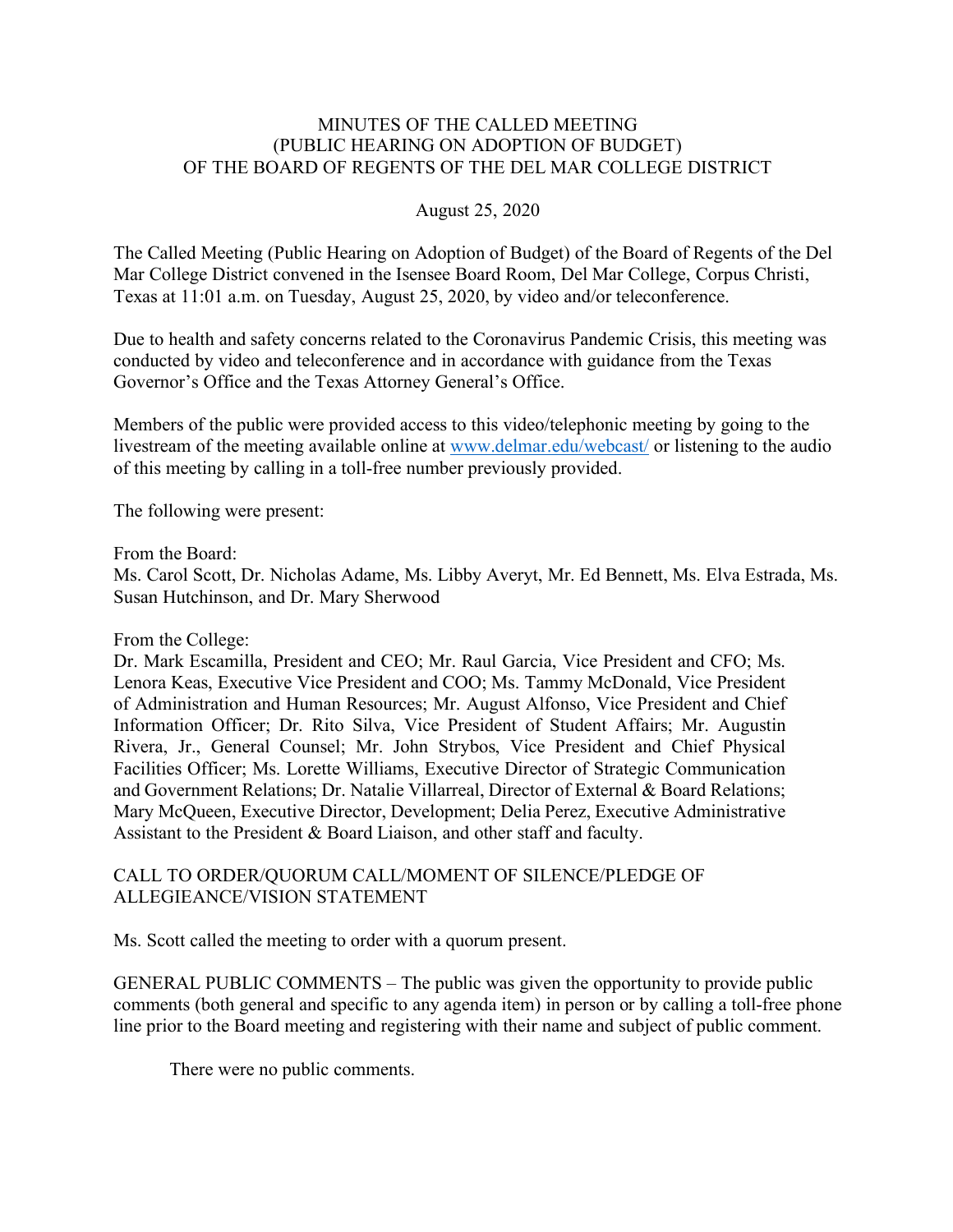# MINUTES OF THE CALLED MEETING (PUBLIC HEARING ON ADOPTION OF BUDGET) OF THE BOARD OF REGENTS OF THE DEL MAR COLLEGE DISTRICT

August 25, 2020

The Called Meeting (Public Hearing on Adoption of Budget) of the Board of Regents of the Del Mar College District convened in the Isensee Board Room, Del Mar College, Corpus Christi, Texas at 11:01 a.m. on Tuesday, August 25, 2020, by video and/or teleconference.

Due to health and safety concerns related to the Coronavirus Pandemic Crisis, this meeting was conducted by video and teleconference and in accordance with guidance from the Texas Governor's Office and the Texas Attorney General's Office.

Members of the public were provided access to this video/telephonic meeting by going to the livestream of the meeting available online at www.delmar.edu/webcast/ or listening to the audio of this meeting by calling in a toll-free number previously provided.

The following were present:

From the Board:
Ms. Carol Scott, Dr. Nicholas Adame, Ms. Libby Averyt, Mr. Ed Bennett, Ms. Elva Estrada, Ms. Susan Hutchinson, and Dr. Mary Sherwood

From the College:
Dr. Mark Escamilla, President and CEO; Mr. Raul Garcia, Vice President and CFO; Ms. Lenora Keas, Executive Vice President and COO; Ms. Tammy McDonald, Vice President of Administration and Human Resources; Mr. August Alfonso, Vice President and Chief Information Officer; Dr. Rito Silva, Vice President of Student Affairs; Mr. Augustin Rivera, Jr., General Counsel; Mr. John Strybos, Vice President and Chief Physical Facilities Officer; Ms. Lorette Williams, Executive Director of Strategic Communication and Government Relations; Dr. Natalie Villarreal, Director of External & Board Relations; Mary McQueen, Executive Director, Development; Delia Perez, Executive Administrative Assistant to the President & Board Liaison, and other staff and faculty.

## CALL TO ORDER/QUORUM CALL/MOMENT OF SILENCE/PLEDGE OF ALLEGIEANCE/VISION STATEMENT

Ms. Scott called the meeting to order with a quorum present.

GENERAL PUBLIC COMMENTS – The public was given the opportunity to provide public comments (both general and specific to any agenda item) in person or by calling a toll-free phone line prior to the Board meeting and registering with their name and subject of public comment.

There were no public comments.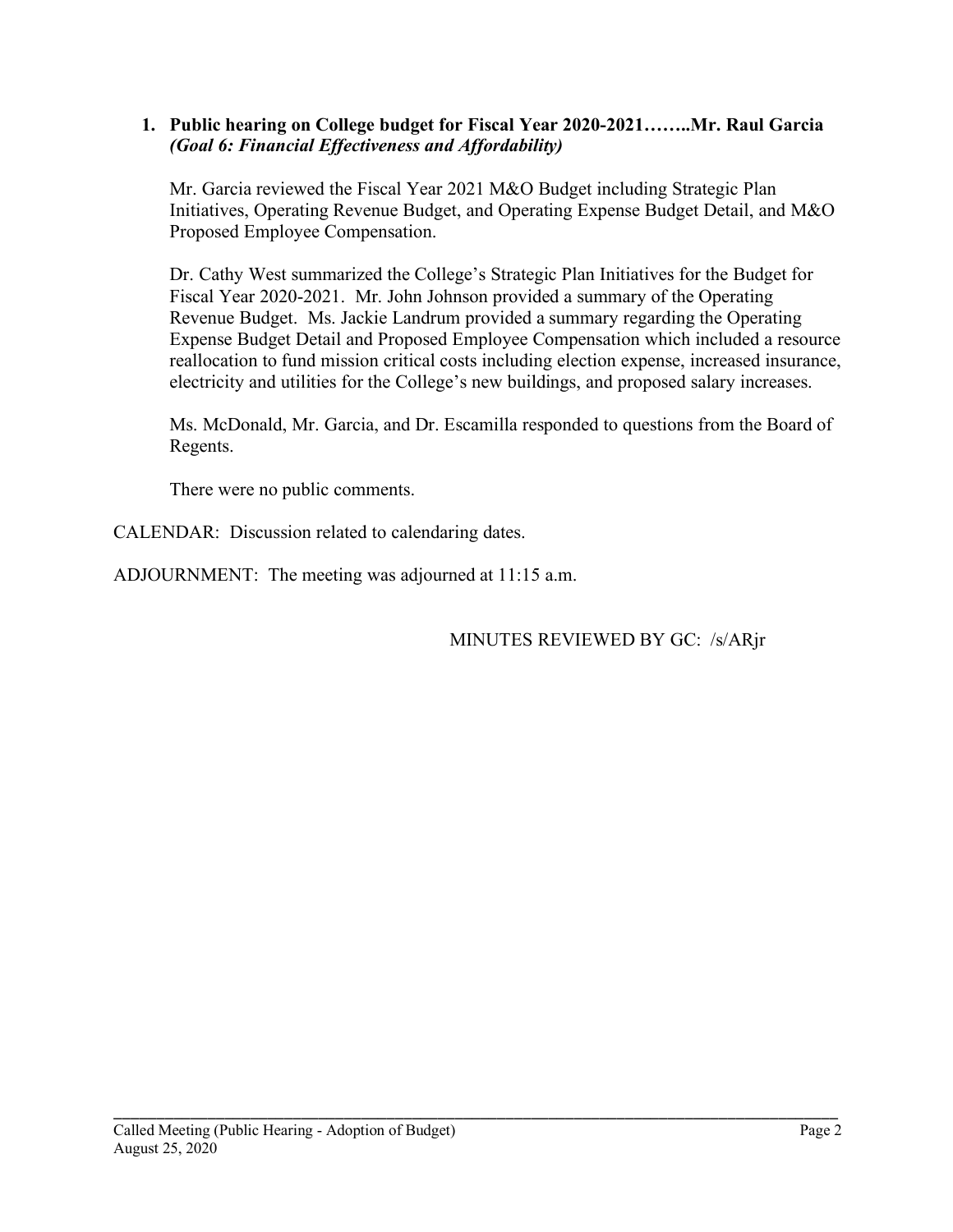1. **Public hearing on College budget for Fiscal Year 2020-2021……..Mr. Raul Garcia** ***(Goal 6: Financial Effectiveness and Affordability)***

   Mr. Garcia reviewed the Fiscal Year 2021 M&O Budget including Strategic Plan Initiatives, Operating Revenue Budget, and Operating Expense Budget Detail, and M&O Proposed Employee Compensation.

   Dr. Cathy West summarized the College's Strategic Plan Initiatives for the Budget for Fiscal Year 2020-2021. Mr. John Johnson provided a summary of the Operating Revenue Budget. Ms. Jackie Landrum provided a summary regarding the Operating Expense Budget Detail and Proposed Employee Compensation which included a resource reallocation to fund mission critical costs including election expense, increased insurance, electricity and utilities for the College's new buildings, and proposed salary increases.

   Ms. McDonald, Mr. Garcia, and Dr. Escamilla responded to questions from the Board of Regents.

   There were no public comments.

CALENDAR: Discussion related to calendaring dates.

ADJOURNMENT: The meeting was adjourned at 11:15 a.m.

MINUTES REVIEWED BY GC: /s/ARjr